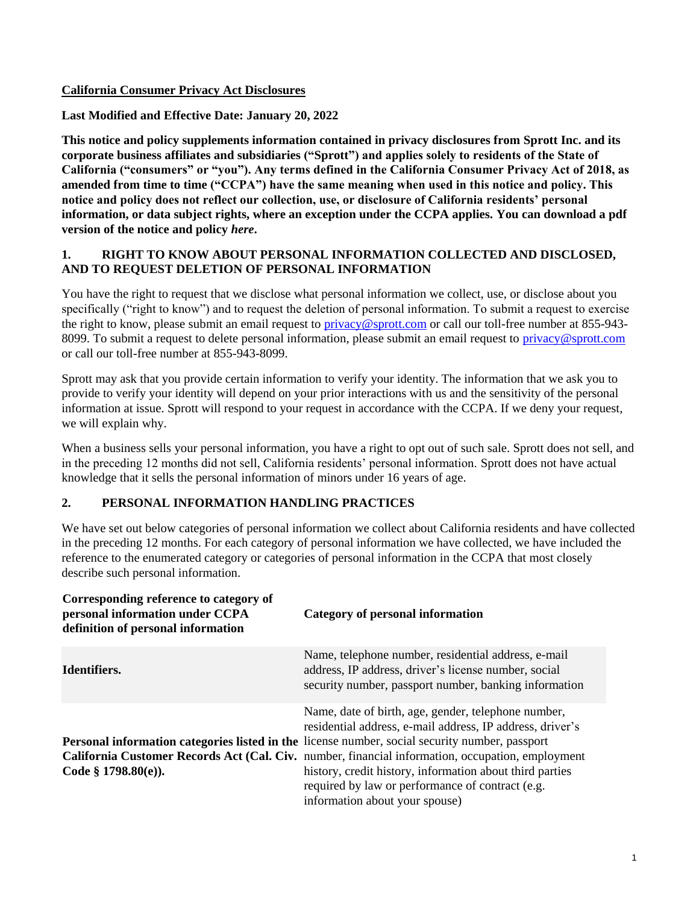**California Consumer Privacy Act Disclosures**

**Last Modified and Effective Date: January 20, 2022**

**This notice and policy supplements information contained in privacy disclosures from Sprott Inc. and its corporate business affiliates and subsidiaries ("Sprott") and applies solely to residents of the State of California ("consumers" or "you"). Any terms defined in the California Consumer Privacy Act of 2018, as amended from time to time ("CCPA") have the same meaning when used in this notice and policy. This notice and policy does not reflect our collection, use, or disclosure of California residents' personal information, or data subject rights, where an exception under the CCPA applies. You can download a pdf version of the notice and policy *here*.**

## 1. RIGHT TO KNOW ABOUT PERSONAL INFORMATION COLLECTED AND DISCLOSED, AND TO REQUEST DELETION OF PERSONAL INFORMATION

You have the right to request that we disclose what personal information we collect, use, or disclose about you specifically ("right to know") and to request the deletion of personal information. To submit a request to exercise the right to know, please submit an email request to privacy@sprott.com or call our toll-free number at 855-943-8099. To submit a request to delete personal information, please submit an email request to privacy@sprott.com or call our toll-free number at 855-943-8099.

Sprott may ask that you provide certain information to verify your identity. The information that we ask you to provide to verify your identity will depend on your prior interactions with us and the sensitivity of the personal information at issue. Sprott will respond to your request in accordance with the CCPA. If we deny your request, we will explain why.

When a business sells your personal information, you have a right to opt out of such sale. Sprott does not sell, and in the preceding 12 months did not sell, California residents' personal information. Sprott does not have actual knowledge that it sells the personal information of minors under 16 years of age.

## 2. PERSONAL INFORMATION HANDLING PRACTICES

We have set out below categories of personal information we collect about California residents and have collected in the preceding 12 months. For each category of personal information we have collected, we have included the reference to the enumerated category or categories of personal information in the CCPA that most closely describe such personal information.

| Corresponding reference to category of personal information under CCPA definition of personal information | Category of personal information |
|---|---|
| **Identifiers.** | Name, telephone number, residential address, e-mail address, IP address, driver's license number, social security number, passport number, banking information |
| **Personal information categories listed in the California Customer Records Act (Cal. Civ. Code § 1798.80(e)).** | Name, date of birth, age, gender, telephone number, residential address, e-mail address, IP address, driver's license number, social security number, passport number, financial information, occupation, employment history, credit history, information about third parties required by law or performance of contract (e.g. information about your spouse) |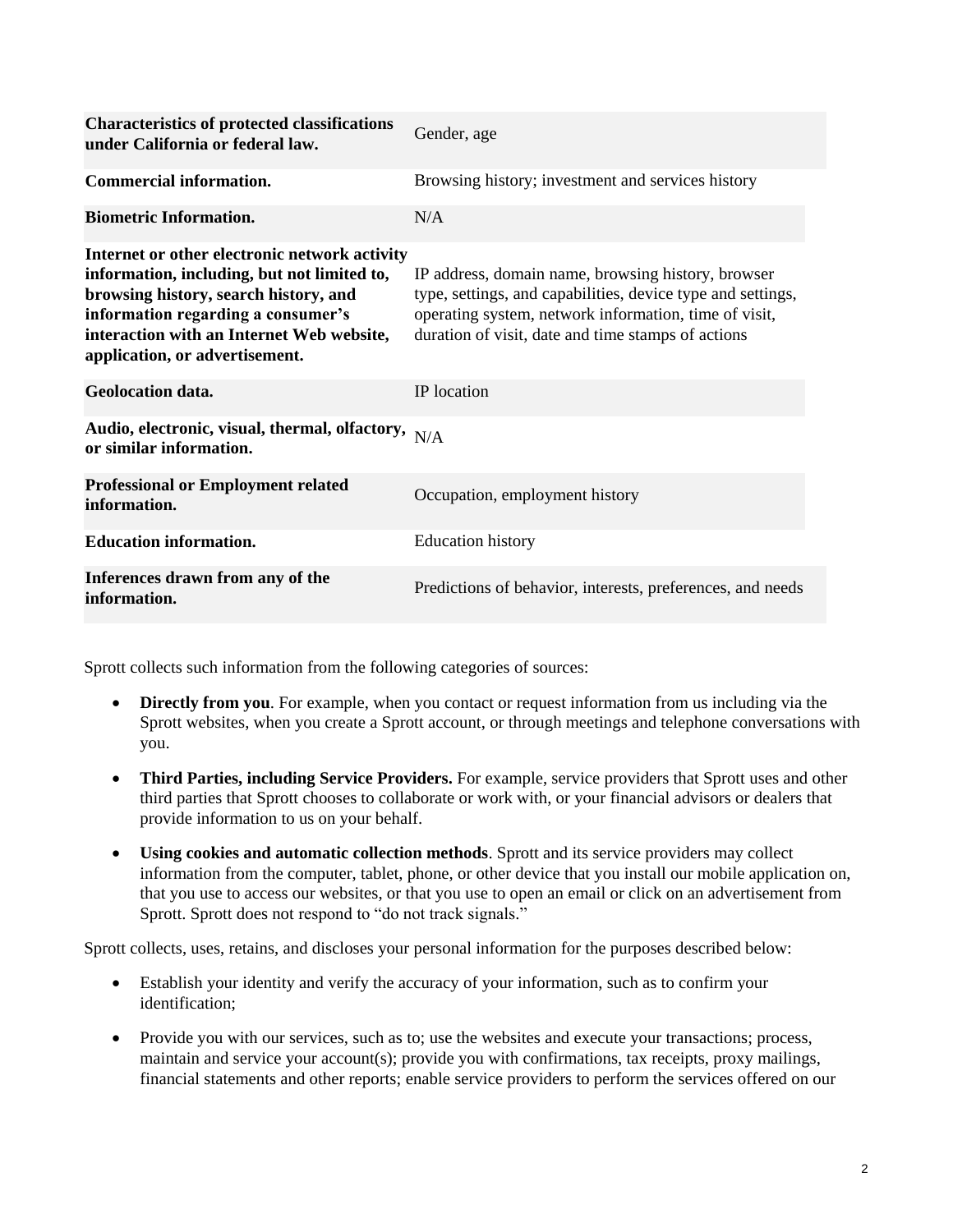| | |
|---|---|
| **Characteristics of protected classifications under California or federal law.** | Gender, age |
| **Commercial information.** | Browsing history; investment and services history |
| **Biometric Information.** | N/A |
| **Internet or other electronic network activity information, including, but not limited to, browsing history, search history, and information regarding a consumer's interaction with an Internet Web website, application, or advertisement.** | IP address, domain name, browsing history, browser type, settings, and capabilities, device type and settings, operating system, network information, time of visit, duration of visit, date and time stamps of actions |
| **Geolocation data.** | IP location |
| **Audio, electronic, visual, thermal, olfactory, or similar information.** | N/A |
| **Professional or Employment related information.** | Occupation, employment history |
| **Education information.** | Education history |
| **Inferences drawn from any of the information.** | Predictions of behavior, interests, preferences, and needs |

Sprott collects such information from the following categories of sources:

- **Directly from you**. For example, when you contact or request information from us including via the Sprott websites, when you create a Sprott account, or through meetings and telephone conversations with you.
- **Third Parties, including Service Providers.** For example, service providers that Sprott uses and other third parties that Sprott chooses to collaborate or work with, or your financial advisors or dealers that provide information to us on your behalf.
- **Using cookies and automatic collection methods**. Sprott and its service providers may collect information from the computer, tablet, phone, or other device that you install our mobile application on, that you use to access our websites, or that you use to open an email or click on an advertisement from Sprott. Sprott does not respond to "do not track signals."

Sprott collects, uses, retains, and discloses your personal information for the purposes described below:

- Establish your identity and verify the accuracy of your information, such as to confirm your identification;
- Provide you with our services, such as to; use the websites and execute your transactions; process, maintain and service your account(s); provide you with confirmations, tax receipts, proxy mailings, financial statements and other reports; enable service providers to perform the services offered on our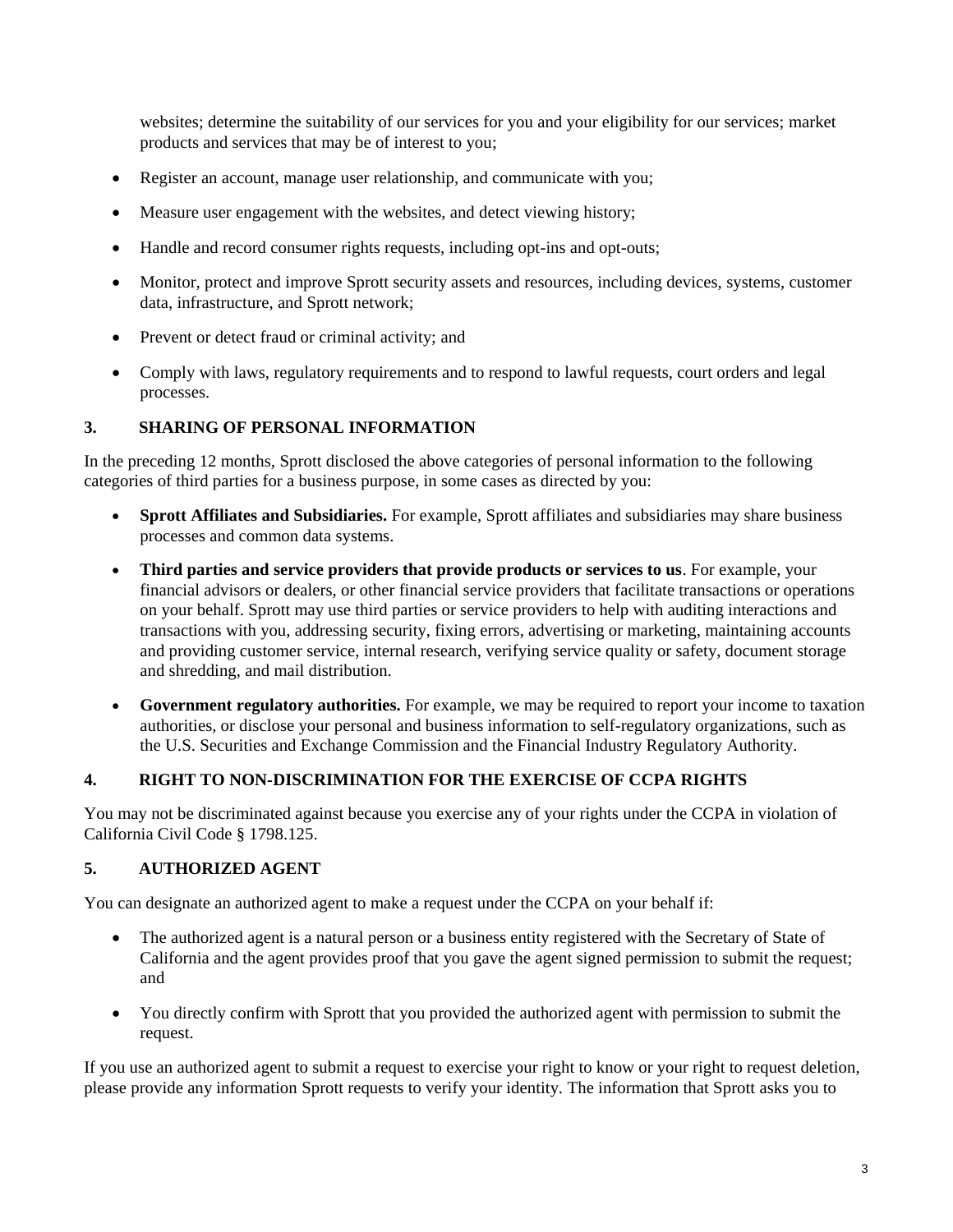websites; determine the suitability of our services for you and your eligibility for our services; market products and services that may be of interest to you;

- Register an account, manage user relationship, and communicate with you;
- Measure user engagement with the websites, and detect viewing history;
- Handle and record consumer rights requests, including opt-ins and opt-outs;
- Monitor, protect and improve Sprott security assets and resources, including devices, systems, customer data, infrastructure, and Sprott network;
- Prevent or detect fraud or criminal activity; and
- Comply with laws, regulatory requirements and to respond to lawful requests, court orders and legal processes.

## 3. SHARING OF PERSONAL INFORMATION

In the preceding 12 months, Sprott disclosed the above categories of personal information to the following categories of third parties for a business purpose, in some cases as directed by you:

- **Sprott Affiliates and Subsidiaries.** For example, Sprott affiliates and subsidiaries may share business processes and common data systems.
- **Third parties and service providers that provide products or services to us**. For example, your financial advisors or dealers, or other financial service providers that facilitate transactions or operations on your behalf. Sprott may use third parties or service providers to help with auditing interactions and transactions with you, addressing security, fixing errors, advertising or marketing, maintaining accounts and providing customer service, internal research, verifying service quality or safety, document storage and shredding, and mail distribution.
- **Government regulatory authorities.** For example, we may be required to report your income to taxation authorities, or disclose your personal and business information to self-regulatory organizations, such as the U.S. Securities and Exchange Commission and the Financial Industry Regulatory Authority.

## 4. RIGHT TO NON-DISCRIMINATION FOR THE EXERCISE OF CCPA RIGHTS

You may not be discriminated against because you exercise any of your rights under the CCPA in violation of California Civil Code § 1798.125.

## 5. AUTHORIZED AGENT

You can designate an authorized agent to make a request under the CCPA on your behalf if:

- The authorized agent is a natural person or a business entity registered with the Secretary of State of California and the agent provides proof that you gave the agent signed permission to submit the request; and
- You directly confirm with Sprott that you provided the authorized agent with permission to submit the request.

If you use an authorized agent to submit a request to exercise your right to know or your right to request deletion, please provide any information Sprott requests to verify your identity. The information that Sprott asks you to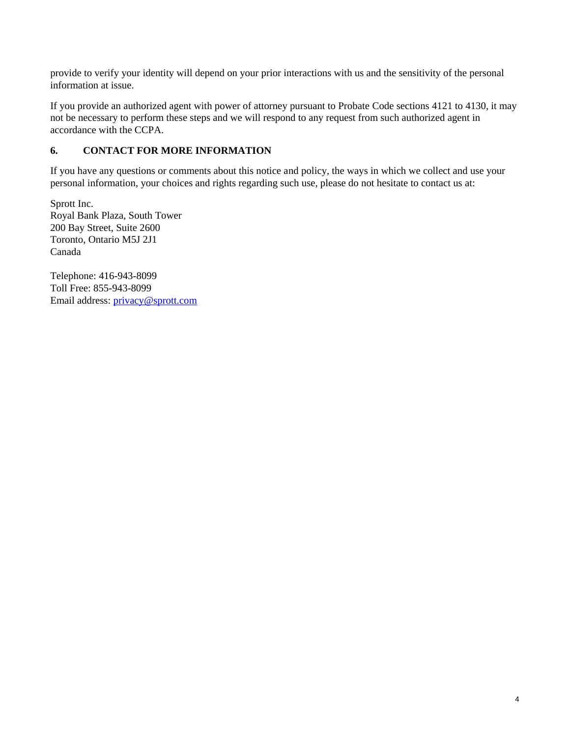provide to verify your identity will depend on your prior interactions with us and the sensitivity of the personal information at issue.

If you provide an authorized agent with power of attorney pursuant to Probate Code sections 4121 to 4130, it may not be necessary to perform these steps and we will respond to any request from such authorized agent in accordance with the CCPA.

## 6. CONTACT FOR MORE INFORMATION

If you have any questions or comments about this notice and policy, the ways in which we collect and use your personal information, your choices and rights regarding such use, please do not hesitate to contact us at:

Sprott Inc.
Royal Bank Plaza, South Tower
200 Bay Street, Suite 2600
Toronto, Ontario M5J 2J1
Canada

Telephone: 416-943-8099
Toll Free: 855-943-8099
Email address: privacy@sprott.com